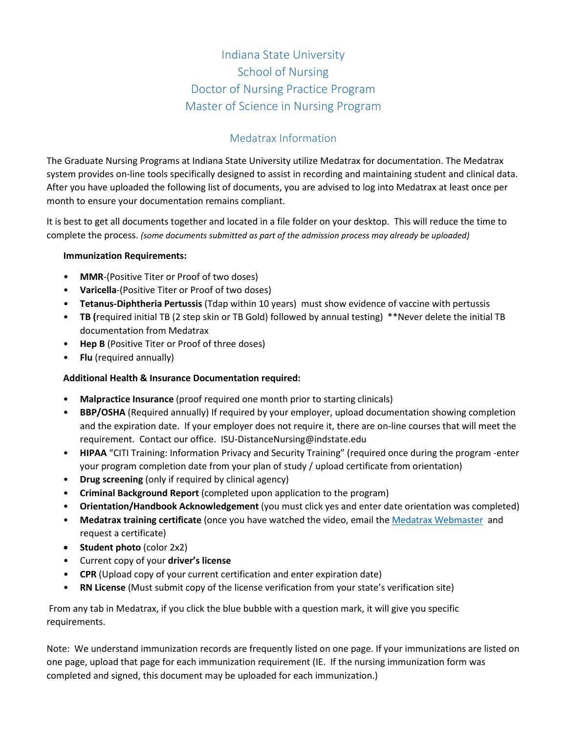# Indiana State University
# School of Nursing
# Doctor of Nursing Practice Program
# Master of Science in Nursing Program

## Medatrax Information

The Graduate Nursing Programs at Indiana State University utilize Medatrax for documentation. The Medatrax system provides on-line tools specifically designed to assist in recording and maintaining student and clinical data. After you have uploaded the following list of documents, you are advised to log into Medatrax at least once per month to ensure your documentation remains compliant.

It is best to get all documents together and located in a file folder on your desktop. This will reduce the time to complete the process. *(some documents submitted as part of the admission process may already be uploaded)*

**Immunization Requirements:**

- **MMR**-(Positive Titer or Proof of two doses)
- **Varicella**-(Positive Titer or Proof of two doses)
- **Tetanus-Diphtheria Pertussis** (Tdap within 10 years) must show evidence of vaccine with pertussis
- **TB (**required initial TB (2 step skin or TB Gold) followed by annual testing) **Never delete the initial TB documentation from Medatrax
- **Hep B** (Positive Titer or Proof of three doses)
- **Flu** (required annually)

**Additional Health & Insurance Documentation required:**

- **Malpractice Insurance** (proof required one month prior to starting clinicals)
- **BBP/OSHA** (Required annually) If required by your employer, upload documentation showing completion and the expiration date. If your employer does not require it, there are on-line courses that will meet the requirement. Contact our office. ISU-DistanceNursing@indstate.edu
- **HIPAA** "CITI Training: Information Privacy and Security Training" (required once during the program -enter your program completion date from your plan of study / upload certificate from orientation)
- **Drug screening** (only if required by clinical agency)
- **Criminal Background Report** (completed upon application to the program)
- **Orientation/Handbook Acknowledgement** (you must click yes and enter date orientation was completed)
- **Medatrax training certificate** (once you have watched the video, email the Medatrax Webmaster and request a certificate)
- **Student photo** (color 2x2)
- Current copy of your **driver's license**
- **CPR** (Upload copy of your current certification and enter expiration date)
- **RN License** (Must submit copy of the license verification from your state's verification site)

From any tab in Medatrax, if you click the blue bubble with a question mark, it will give you specific requirements.

Note: We understand immunization records are frequently listed on one page. If your immunizations are listed on one page, upload that page for each immunization requirement (IE. If the nursing immunization form was completed and signed, this document may be uploaded for each immunization.)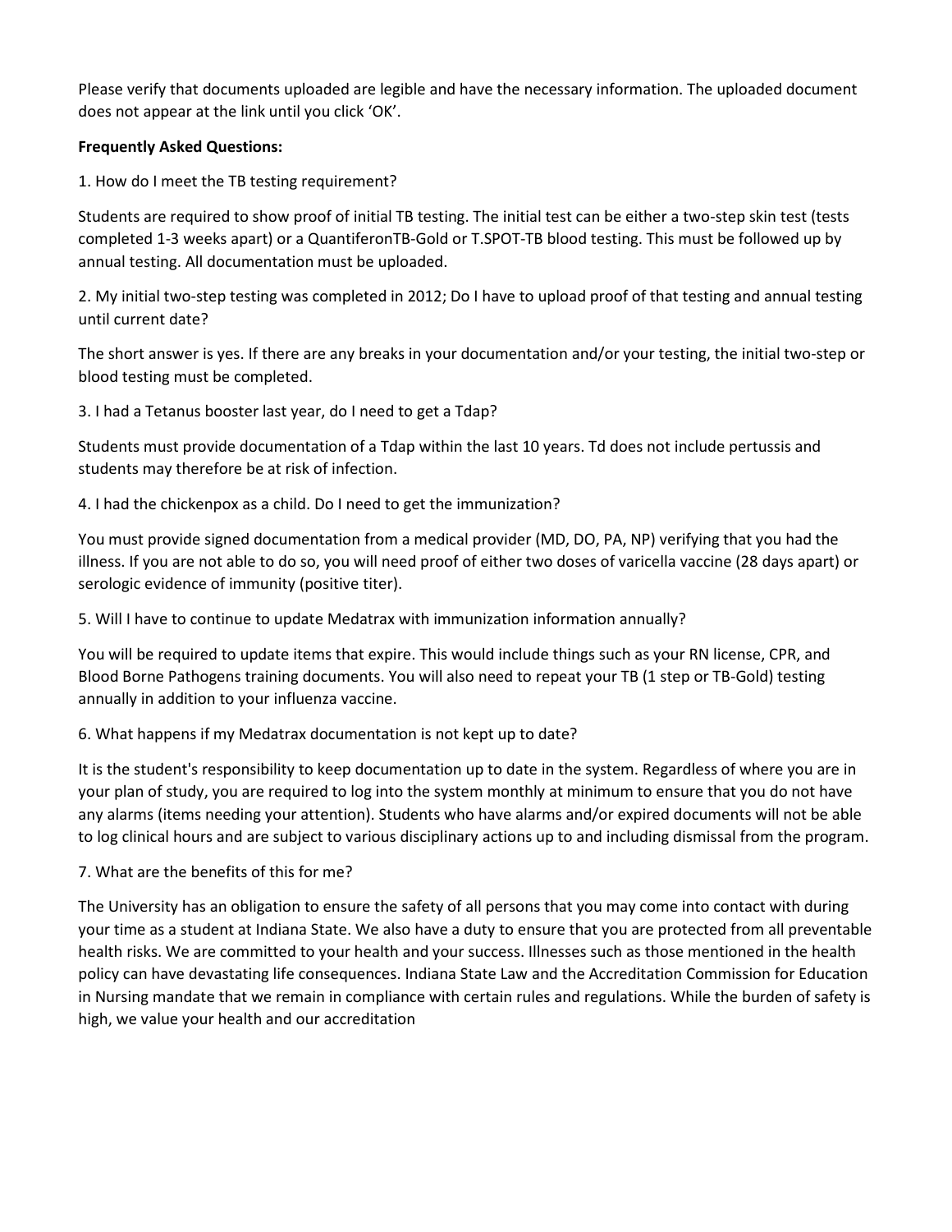Please verify that documents uploaded are legible and have the necessary information. The uploaded document does not appear at the link until you click 'OK'.

**Frequently Asked Questions:**

1. How do I meet the TB testing requirement?

Students are required to show proof of initial TB testing. The initial test can be either a two-step skin test (tests completed 1-3 weeks apart) or a QuantiferonTB-Gold or T.SPOT-TB blood testing. This must be followed up by annual testing. All documentation must be uploaded.

2. My initial two-step testing was completed in 2012; Do I have to upload proof of that testing and annual testing until current date?

The short answer is yes. If there are any breaks in your documentation and/or your testing, the initial two-step or blood testing must be completed.

3. I had a Tetanus booster last year, do I need to get a Tdap?

Students must provide documentation of a Tdap within the last 10 years. Td does not include pertussis and students may therefore be at risk of infection.

4. I had the chickenpox as a child. Do I need to get the immunization?

You must provide signed documentation from a medical provider (MD, DO, PA, NP) verifying that you had the illness. If you are not able to do so, you will need proof of either two doses of varicella vaccine (28 days apart) or serologic evidence of immunity (positive titer).

5. Will I have to continue to update Medatrax with immunization information annually?

You will be required to update items that expire. This would include things such as your RN license, CPR, and Blood Borne Pathogens training documents. You will also need to repeat your TB (1 step or TB-Gold) testing annually in addition to your influenza vaccine.

6. What happens if my Medatrax documentation is not kept up to date?

It is the student's responsibility to keep documentation up to date in the system. Regardless of where you are in your plan of study, you are required to log into the system monthly at minimum to ensure that you do not have any alarms (items needing your attention). Students who have alarms and/or expired documents will not be able to log clinical hours and are subject to various disciplinary actions up to and including dismissal from the program.

7. What are the benefits of this for me?

The University has an obligation to ensure the safety of all persons that you may come into contact with during your time as a student at Indiana State. We also have a duty to ensure that you are protected from all preventable health risks. We are committed to your health and your success. Illnesses such as those mentioned in the health policy can have devastating life consequences. Indiana State Law and the Accreditation Commission for Education in Nursing mandate that we remain in compliance with certain rules and regulations. While the burden of safety is high, we value your health and our accreditation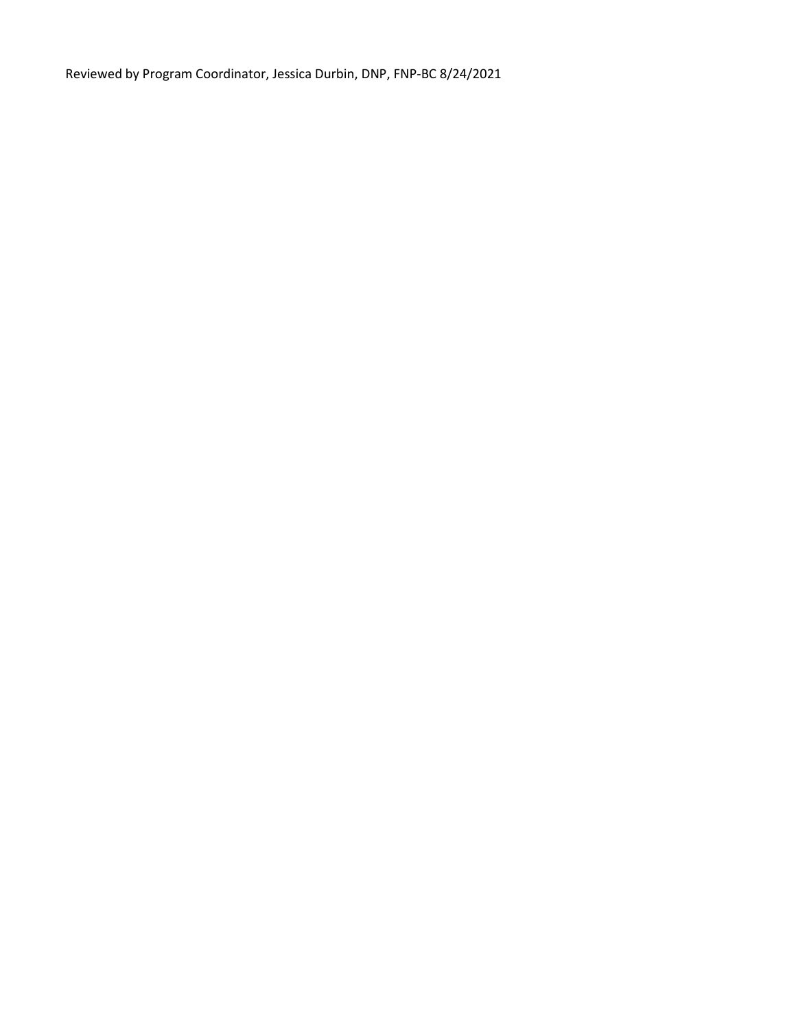Reviewed by Program Coordinator, Jessica Durbin, DNP, FNP-BC 8/24/2021